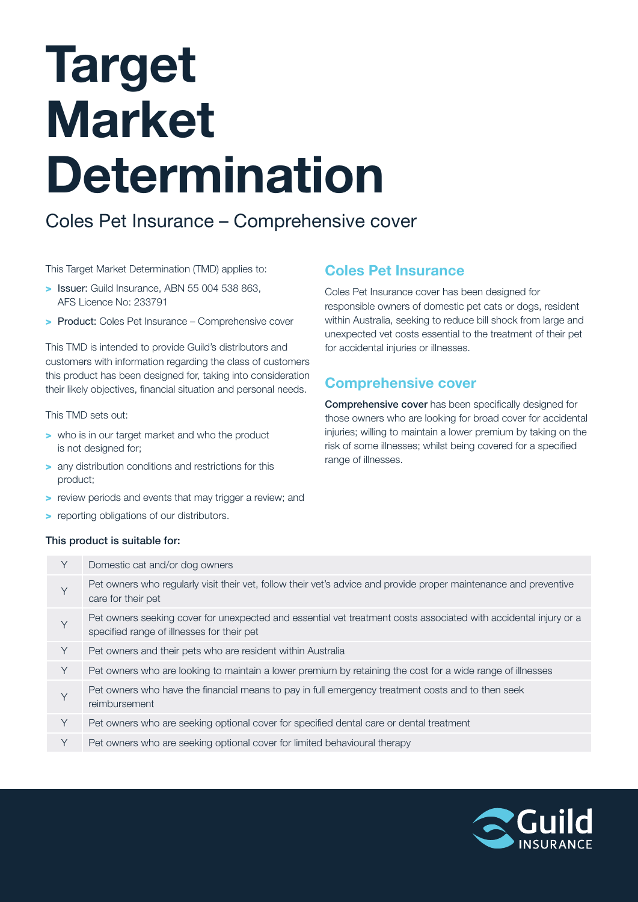# Target Market Determination

Coles Pet Insurance – Comprehensive cover

This Target Market Determination (TMD) applies to:

- **Issuer:** Guild Insurance, ABN 55 004 538 863, AFS Licence No: 233791
- **Product:** Coles Pet Insurance – Comprehensive cover

This TMD is intended to provide Guild's distributors and customers with information regarding the class of customers this product has been designed for, taking into consideration their likely objectives, financial situation and personal needs.

This TMD sets out:

- who is in our target market and who the product is not designed for;
- any distribution conditions and restrictions for this product;
- review periods and events that may trigger a review; and
- reporting obligations of our distributors.

## Coles Pet Insurance

Coles Pet Insurance cover has been designed for responsible owners of domestic pet cats or dogs, resident within Australia, seeking to reduce bill shock from large and unexpected vet costs essential to the treatment of their pet for accidental injuries or illnesses.

## Comprehensive cover

**Comprehensive cover** has been specifically designed for those owners who are looking for broad cover for accidental injuries; willing to maintain a lower premium by taking on the risk of some illnesses; whilst being covered for a specified range of illnesses.

**This product is suitable for:**

| | |
|---|---|
| Y | Domestic cat and/or dog owners |
| Y | Pet owners who regularly visit their vet, follow their vet's advice and provide proper maintenance and preventive care for their pet |
| Y | Pet owners seeking cover for unexpected and essential vet treatment costs associated with accidental injury or a specified range of illnesses for their pet |
| Y | Pet owners and their pets who are resident within Australia |
| Y | Pet owners who are looking to maintain a lower premium by retaining the cost for a wide range of illnesses |
| Y | Pet owners who have the financial means to pay in full emergency treatment costs and to then seek reimbursement |
| Y | Pet owners who are seeking optional cover for specified dental care or dental treatment |
| Y | Pet owners who are seeking optional cover for limited behavioural therapy |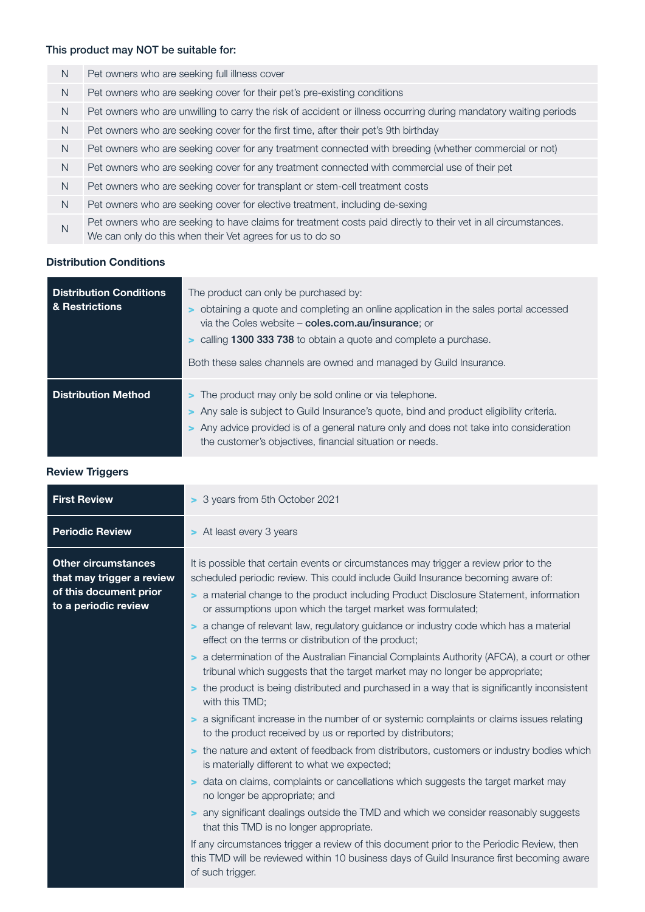### This product may NOT be suitable for:

| | |
|---|---|
| N | Pet owners who are seeking full illness cover |
| N | Pet owners who are seeking cover for their pet's pre-existing conditions |
| N | Pet owners who are unwilling to carry the risk of accident or illness occurring during mandatory waiting periods |
| N | Pet owners who are seeking cover for the first time, after their pet's 9th birthday |
| N | Pet owners who are seeking cover for any treatment connected with breeding (whether commercial or not) |
| N | Pet owners who are seeking cover for any treatment connected with commercial use of their pet |
| N | Pet owners who are seeking cover for transplant or stem-cell treatment costs |
| N | Pet owners who are seeking cover for elective treatment, including de-sexing |
| N | Pet owners who are seeking to have claims for treatment costs paid directly to their vet in all circumstances. We can only do this when their Vet agrees for us to do so |

### Distribution Conditions

| | |
|---|---|
| **Distribution Conditions & Restrictions** | The product can only be purchased by:<br>> obtaining a quote and completing an online application in the sales portal accessed via the Coles website – **coles.com.au/insurance**; or<br>> calling **1300 333 738** to obtain a quote and complete a purchase.<br><br>Both these sales channels are owned and managed by Guild Insurance. |
| **Distribution Method** | > The product may only be sold online or via telephone.<br>> Any sale is subject to Guild Insurance's quote, bind and product eligibility criteria.<br>> Any advice provided is of a general nature only and does not take into consideration the customer's objectives, financial situation or needs. |

### Review Triggers

| | |
|---|---|
| **First Review** | > 3 years from 5th October 2021 |
| **Periodic Review** | > At least every 3 years |
| **Other circumstances that may trigger a review of this document prior to a periodic review** | It is possible that certain events or circumstances may trigger a review prior to the scheduled periodic review. This could include Guild Insurance becoming aware of:<br>> a material change to the product including Product Disclosure Statement, information or assumptions upon which the target market was formulated;<br>> a change of relevant law, regulatory guidance or industry code which has a material effect on the terms or distribution of the product;<br>> a determination of the Australian Financial Complaints Authority (AFCA), a court or other tribunal which suggests that the target market may no longer be appropriate;<br>> the product is being distributed and purchased in a way that is significantly inconsistent with this TMD;<br>> a significant increase in the number of or systemic complaints or claims issues relating to the product received by us or reported by distributors;<br>> the nature and extent of feedback from distributors, customers or industry bodies which is materially different to what we expected;<br>> data on claims, complaints or cancellations which suggests the target market may no longer be appropriate; and<br>> any significant dealings outside the TMD and which we consider reasonably suggests that this TMD is no longer appropriate.<br><br>If any circumstances trigger a review of this document prior to the Periodic Review, then this TMD will be reviewed within 10 business days of Guild Insurance first becoming aware of such trigger. |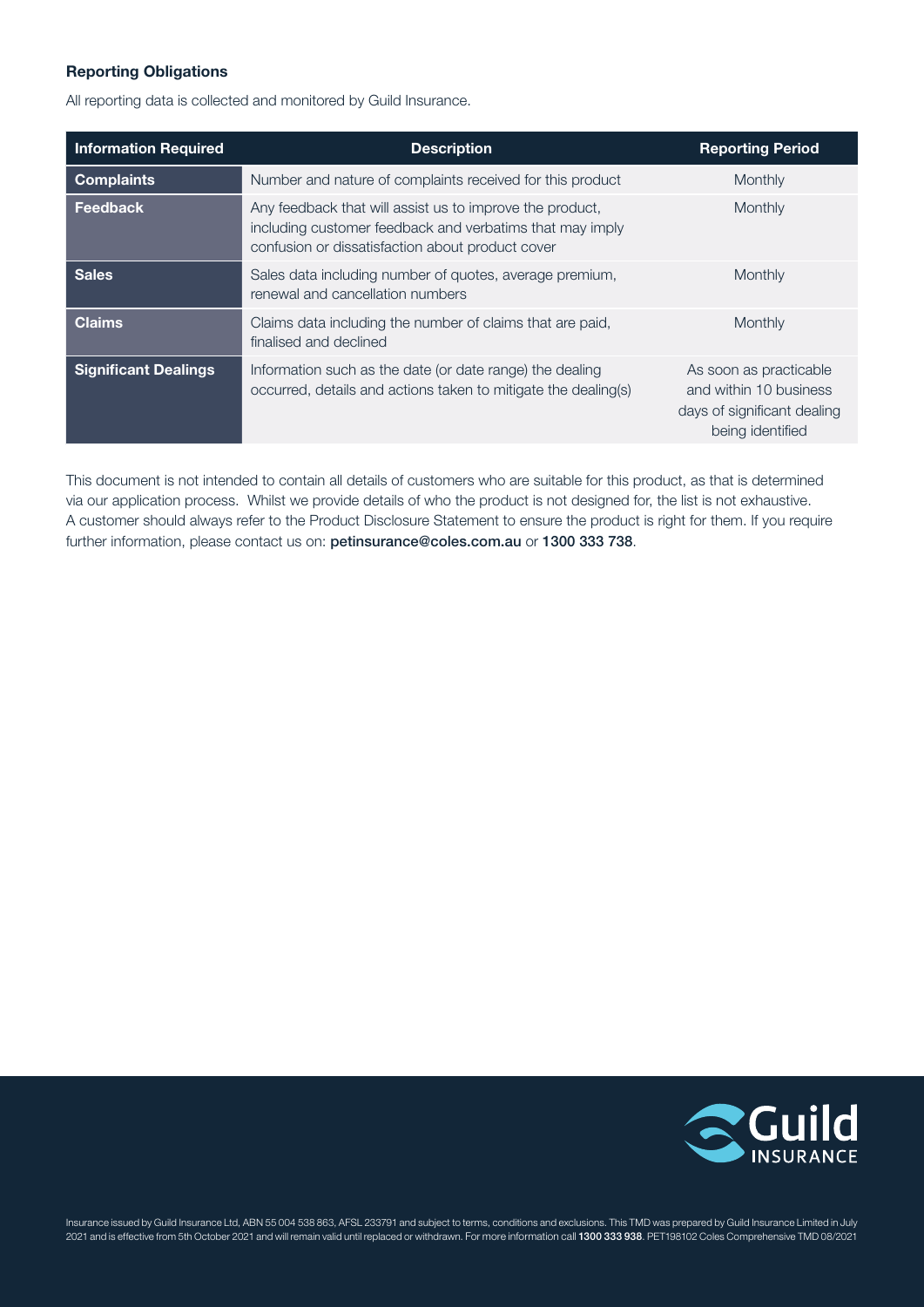**Reporting Obligations**

All reporting data is collected and monitored by Guild Insurance.

| Information Required | Description | Reporting Period |
| --- | --- | --- |
| **Complaints** | Number and nature of complaints received for this product | Monthly |
| **Feedback** | Any feedback that will assist us to improve the product, including customer feedback and verbatims that may imply confusion or dissatisfaction about product cover | Monthly |
| **Sales** | Sales data including number of quotes, average premium, renewal and cancellation numbers | Monthly |
| **Claims** | Claims data including the number of claims that are paid, finalised and declined | Monthly |
| **Significant Dealings** | Information such as the date (or date range) the dealing occurred, details and actions taken to mitigate the dealing(s) | As soon as practicable and within 10 business days of significant dealing being identified |

This document is not intended to contain all details of customers who are suitable for this product, as that is determined via our application process. Whilst we provide details of who the product is not designed for, the list is not exhaustive. A customer should always refer to the Product Disclosure Statement to ensure the product is right for them. If you require further information, please contact us on: **petinsurance@coles.com.au** or **1300 333 738**.

Guild INSURANCE

Insurance issued by Guild Insurance Ltd, ABN 55 004 538 863, AFSL 233791 and subject to terms, conditions and exclusions. This TMD was prepared by Guild Insurance Limited in July 2021 and is effective from 5th October 2021 and will remain valid until replaced or withdrawn. For more information call **1300 333 938**. PET198102 Coles Comprehensive TMD 08/2021